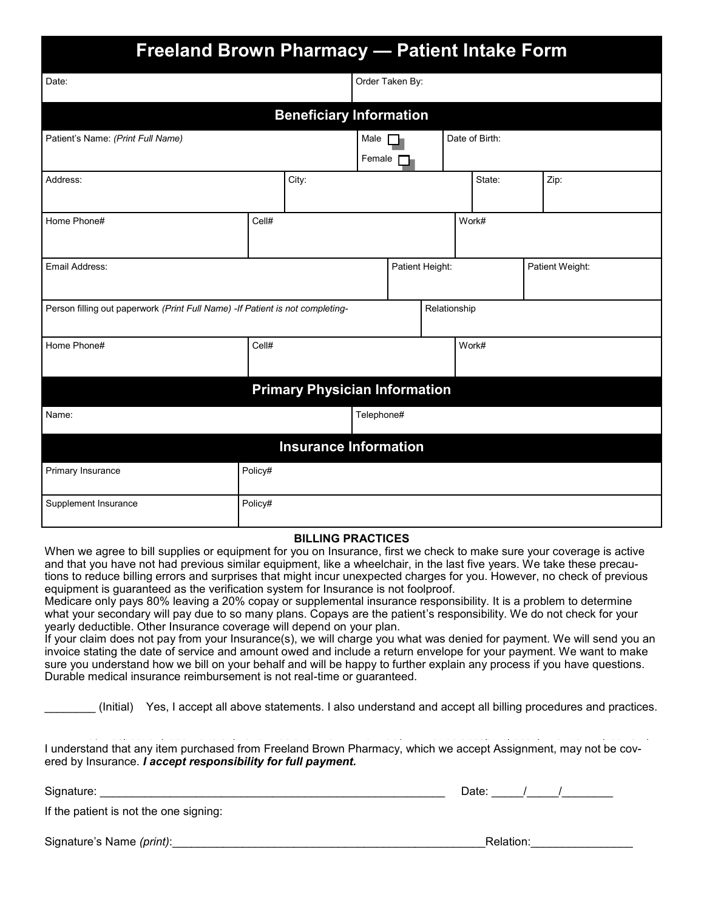# Freeland Brown Pharmacy — Patient Intake Form

| Date: | Order Taken By: |
|---|---|

## Beneficiary Information

| Patient's Name: *(Print Full Name)* | Male ☐ Female ☐ | Date of Birth: |
|---|---|---|

| Address: | City: | State: | Zip: |
|---|---|---|---|

| Home Phone# | Cell# | Work# |
|---|---|---|

| Email Address: | Patient Height: | Patient Weight: |
|---|---|---|

| Person filling out paperwork *(Print Full Name) -If Patient is not completing-* | Relationship |
|---|---|

| Home Phone# | Cell# | Work# |
|---|---|---|

## Primary Physician Information

| Name: | Telephone# |
|---|---|

## Insurance Information

| Primary Insurance | Policy# |
|---|---|
| Supplement Insurance | Policy# |

**BILLING PRACTICES**

When we agree to bill supplies or equipment for you on Insurance, first we check to make sure your coverage is active and that you have not had previous similar equipment, like a wheelchair, in the last five years. We take these precautions to reduce billing errors and surprises that might incur unexpected charges for you. However, no check of previous equipment is guaranteed as the verification system for Insurance is not foolproof.

Medicare only pays 80% leaving a 20% copay or supplemental insurance responsibility. It is a problem to determine what your secondary will pay due to so many plans. Copays are the patient's responsibility. We do not check for your yearly deductible. Other Insurance coverage will depend on your plan.

If your claim does not pay from your Insurance(s), we will charge you what was denied for payment. We will send you an invoice stating the date of service and amount owed and include a return envelope for your payment. We want to make sure you understand how we bill on your behalf and will be happy to further explain any process if you have questions. Durable medical insurance reimbursement is not real-time or guaranteed.

________ (Initial) Yes, I accept all above statements. I also understand and accept all billing procedures and practices.

I understand that any item purchased from Freeland Brown Pharmacy, which we accept Assignment, may not be covered by Insurance. ***I accept responsibility for full payment.***

Signature: _______________________________________________________ Date: _____/_____/________

If the patient is not the one signing:

Signature's Name *(print)*:_________________________________________________Relation:_______________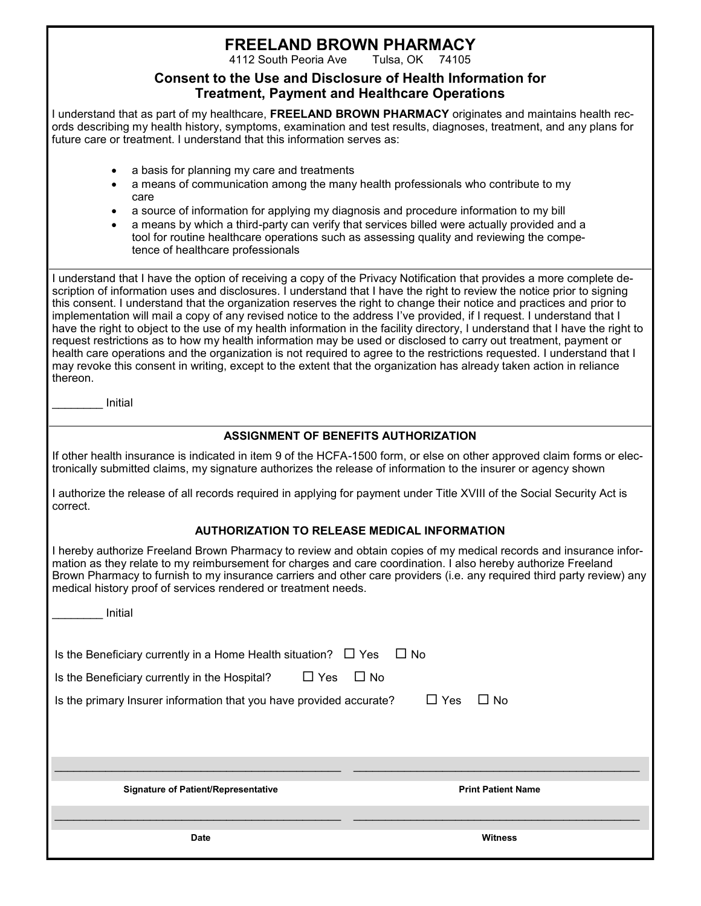# FREELAND BROWN PHARMACY

4112 South Peoria Ave Tulsa, OK 74105

## Consent to the Use and Disclosure of Health Information for Treatment, Payment and Healthcare Operations

I understand that as part of my healthcare, **FREELAND BROWN PHARMACY** originates and maintains health records describing my health history, symptoms, examination and test results, diagnoses, treatment, and any plans for future care or treatment. I understand that this information serves as:

- a basis for planning my care and treatments
- a means of communication among the many health professionals who contribute to my care
- a source of information for applying my diagnosis and procedure information to my bill
- a means by which a third-party can verify that services billed were actually provided and a tool for routine healthcare operations such as assessing quality and reviewing the competence of healthcare professionals

I understand that I have the option of receiving a copy of the Privacy Notification that provides a more complete description of information uses and disclosures. I understand that I have the right to review the notice prior to signing this consent. I understand that the organization reserves the right to change their notice and practices and prior to implementation will mail a copy of any revised notice to the address I've provided, if I request. I understand that I have the right to object to the use of my health information in the facility directory, I understand that I have the right to request restrictions as to how my health information may be used or disclosed to carry out treatment, payment or health care operations and the organization is not required to agree to the restrictions requested. I understand that I may revoke this consent in writing, except to the extent that the organization has already taken action in reliance thereon.

________ Initial

### ASSIGNMENT OF BENEFITS AUTHORIZATION

If other health insurance is indicated in item 9 of the HCFA-1500 form, or else on other approved claim forms or electronically submitted claims, my signature authorizes the release of information to the insurer or agency shown

I authorize the release of all records required in applying for payment under Title XVIII of the Social Security Act is correct.

### AUTHORIZATION TO RELEASE MEDICAL INFORMATION

I hereby authorize Freeland Brown Pharmacy to review and obtain copies of my medical records and insurance information as they relate to my reimbursement for charges and care coordination. I also hereby authorize Freeland Brown Pharmacy to furnish to my insurance carriers and other care providers (i.e. any required third party review) any medical history proof of services rendered or treatment needs.

________ Initial

Is the Beneficiary currently in a Home Health situation? ☐ Yes ☐ No

Is the Beneficiary currently in the Hospital? ☐ Yes ☐ No

Is the primary Insurer information that you have provided accurate? ☐ Yes ☐ No

_____________________________________________ _____________________________________________

**Signature of Patient/Representative** **Print Patient Name**

_____________________________________________ _____________________________________________

**Date** **Witness**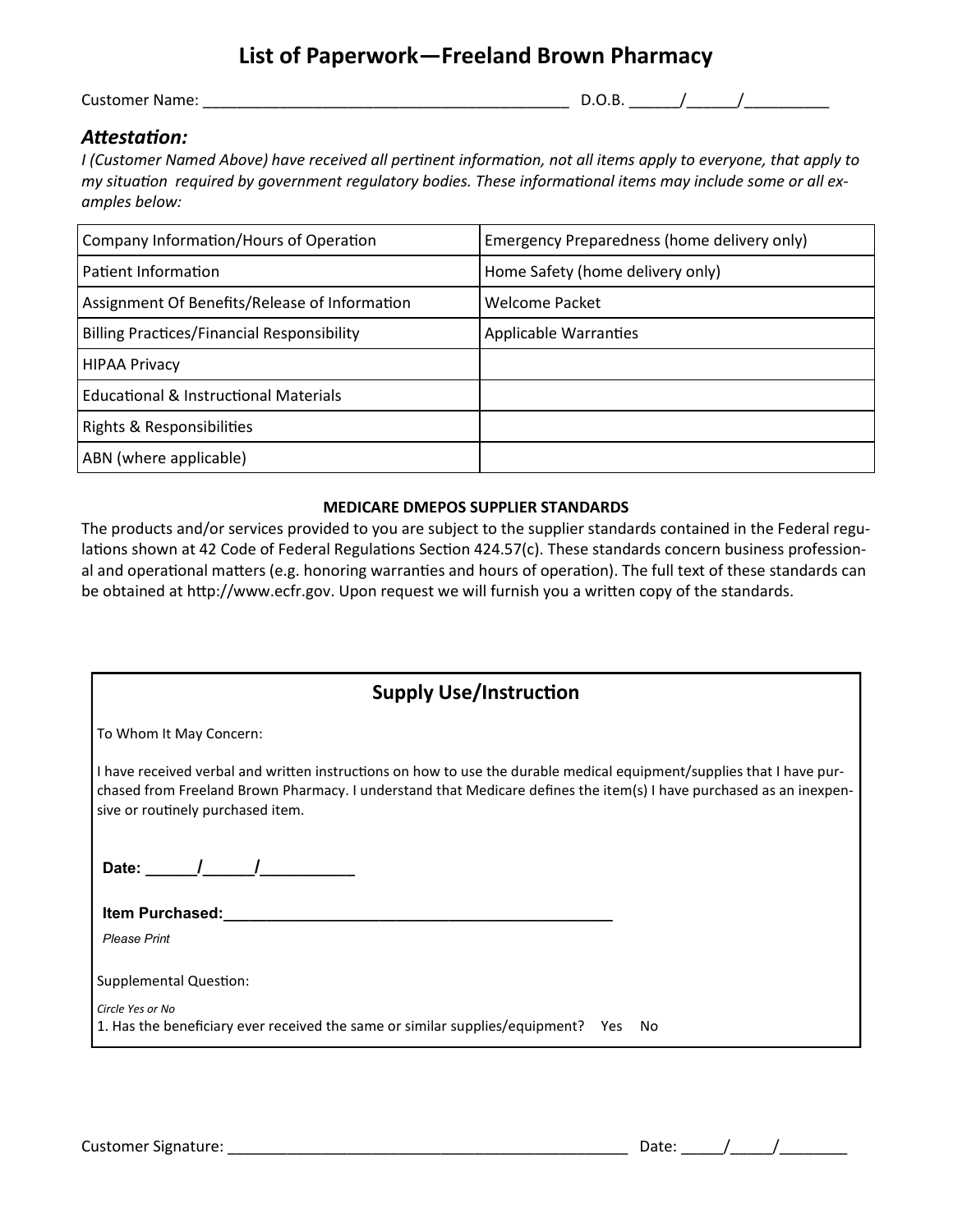# List of Paperwork—Freeland Brown Pharmacy

Customer Name: ___________________________________________ D.O.B. ______/______/__________

### *Attestation:*

*I (Customer Named Above) have received all pertinent information, not all items apply to everyone, that apply to my situation required by government regulatory bodies. These informational items may include some or all examples below:*

| Company Information/Hours of Operation | Emergency Preparedness (home delivery only) |
|---|---|
| Patient Information | Home Safety (home delivery only) |
| Assignment Of Benefits/Release of Information | Welcome Packet |
| Billing Practices/Financial Responsibility | Applicable Warranties |
| HIPAA Privacy | |
| Educational & Instructional Materials | |
| Rights & Responsibilities | |
| ABN (where applicable) | |

**MEDICARE DMEPOS SUPPLIER STANDARDS**

The products and/or services provided to you are subject to the supplier standards contained in the Federal regulations shown at 42 Code of Federal Regulations Section 424.57(c). These standards concern business professional and operational matters (e.g. honoring warranties and hours of operation). The full text of these standards can be obtained at http://www.ecfr.gov. Upon request we will furnish you a written copy of the standards.

## Supply Use/Instruction

To Whom It May Concern:

I have received verbal and written instructions on how to use the durable medical equipment/supplies that I have purchased from Freeland Brown Pharmacy. I understand that Medicare defines the item(s) I have purchased as an inexpensive or routinely purchased item.

**Date: ______/______/___________**

**Item Purchased:_______________________________________________**

*Please Print*

Supplemental Question:

*Circle Yes or No*

1. Has the beneficiary ever received the same or similar supplies/equipment? Yes No

Customer Signature: _________________________________________________ Date: _____/_____/________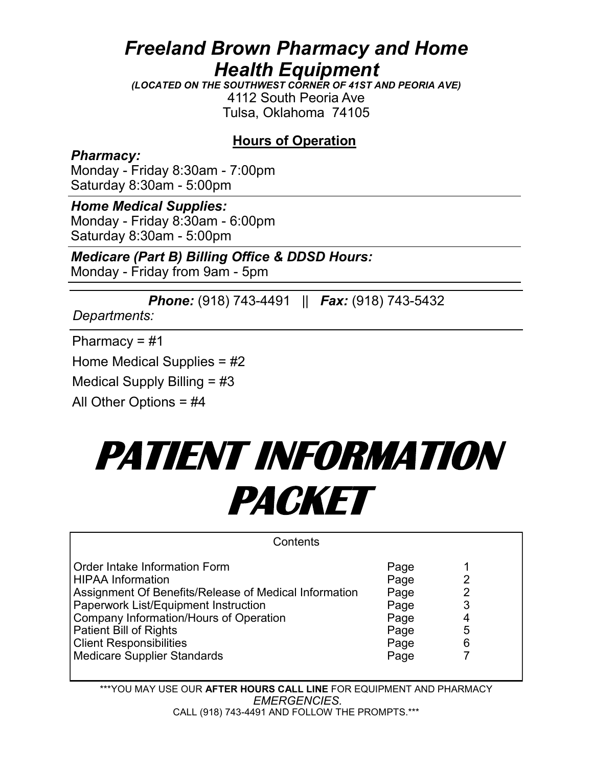# *Freeland Brown Pharmacy and Home Health Equipment*

*(LOCATED ON THE SOUTHWEST CORNER OF 41ST AND PEORIA AVE)*

4112 South Peoria Ave
Tulsa, Oklahoma 74105

## Hours of Operation

***Pharmacy:***
Monday - Friday 8:30am - 7:00pm
Saturday 8:30am - 5:00pm

---

***Home Medical Supplies:***
Monday - Friday 8:30am - 6:00pm
Saturday 8:30am - 5:00pm

---

***Medicare (Part B) Billing Office & DDSD Hours:***
Monday - Friday from 9am - 5pm

---

***Phone:*** (918) 743-4491 || ***Fax:*** (918) 743-5432

*Departments:*

---

Pharmacy = #1

Home Medical Supplies = #2

Medical Supply Billing = #3

All Other Options = #4

# PATIENT INFORMATION PACKET

| Contents | | |
|---|---|---|
| Order Intake Information Form | Page | 1 |
| HIPAA Information | Page | 2 |
| Assignment Of Benefits/Release of Medical Information | Page | 2 |
| Paperwork List/Equipment Instruction | Page | 3 |
| Company Information/Hours of Operation | Page | 4 |
| Patient Bill of Rights | Page | 5 |
| Client Responsibilities | Page | 6 |
| Medicare Supplier Standards | Page | 7 |

***YOU MAY USE OUR **AFTER HOURS CALL LINE** FOR EQUIPMENT AND PHARMACY *EMERGENCIES.*
CALL (918) 743-4491 AND FOLLOW THE PROMPTS.***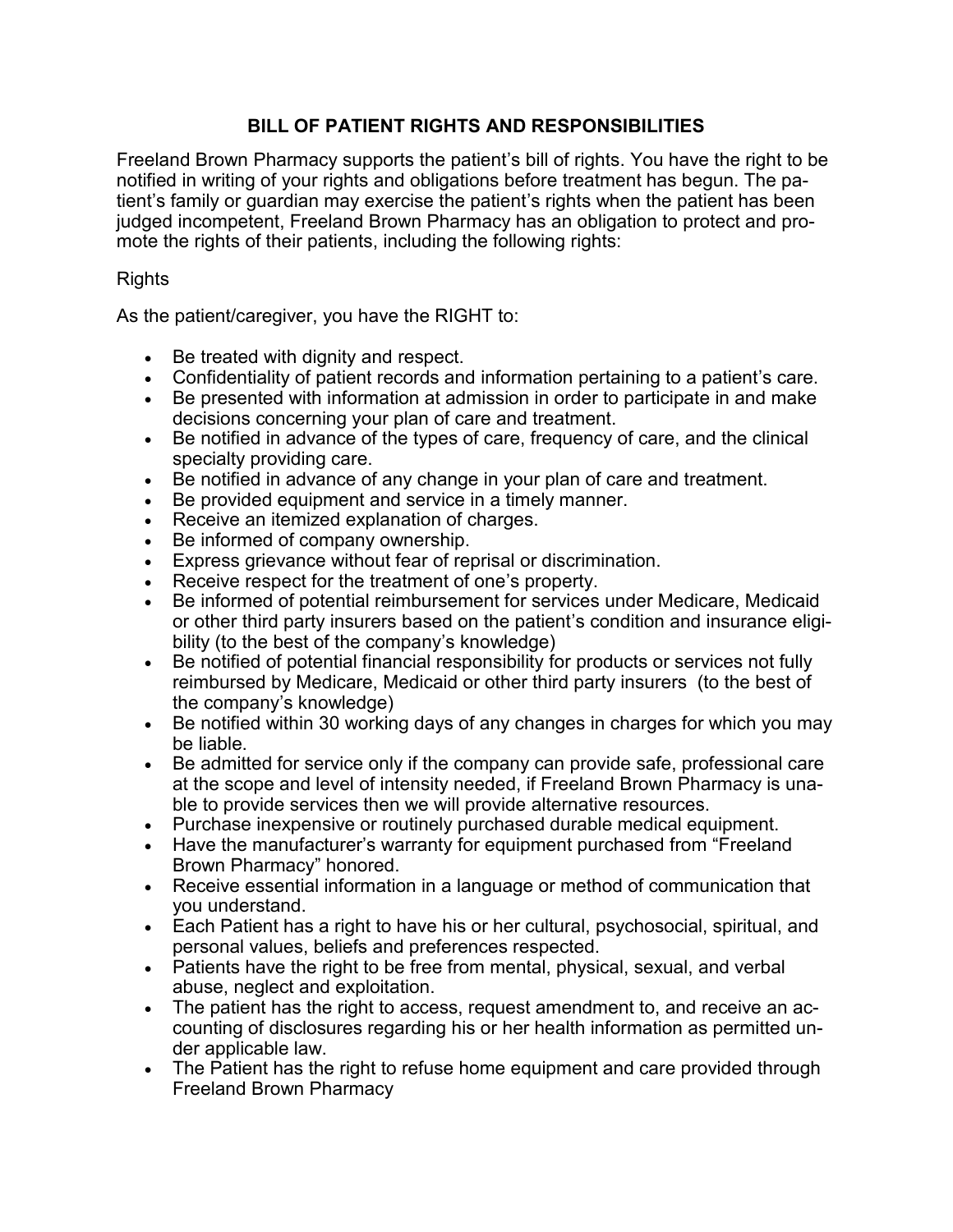## BILL OF PATIENT RIGHTS AND RESPONSIBILITIES

Freeland Brown Pharmacy supports the patient's bill of rights. You have the right to be notified in writing of your rights and obligations before treatment has begun. The patient's family or guardian may exercise the patient's rights when the patient has been judged incompetent, Freeland Brown Pharmacy has an obligation to protect and promote the rights of their patients, including the following rights:

Rights

As the patient/caregiver, you have the RIGHT to:

- Be treated with dignity and respect.
- Confidentiality of patient records and information pertaining to a patient's care.
- Be presented with information at admission in order to participate in and make decisions concerning your plan of care and treatment.
- Be notified in advance of the types of care, frequency of care, and the clinical specialty providing care.
- Be notified in advance of any change in your plan of care and treatment.
- Be provided equipment and service in a timely manner.
- Receive an itemized explanation of charges.
- Be informed of company ownership.
- Express grievance without fear of reprisal or discrimination.
- Receive respect for the treatment of one's property.
- Be informed of potential reimbursement for services under Medicare, Medicaid or other third party insurers based on the patient's condition and insurance eligibility (to the best of the company's knowledge)
- Be notified of potential financial responsibility for products or services not fully reimbursed by Medicare, Medicaid or other third party insurers (to the best of the company's knowledge)
- Be notified within 30 working days of any changes in charges for which you may be liable.
- Be admitted for service only if the company can provide safe, professional care at the scope and level of intensity needed, if Freeland Brown Pharmacy is unable to provide services then we will provide alternative resources.
- Purchase inexpensive or routinely purchased durable medical equipment.
- Have the manufacturer's warranty for equipment purchased from "Freeland Brown Pharmacy" honored.
- Receive essential information in a language or method of communication that you understand.
- Each Patient has a right to have his or her cultural, psychosocial, spiritual, and personal values, beliefs and preferences respected.
- Patients have the right to be free from mental, physical, sexual, and verbal abuse, neglect and exploitation.
- The patient has the right to access, request amendment to, and receive an accounting of disclosures regarding his or her health information as permitted under applicable law.
- The Patient has the right to refuse home equipment and care provided through Freeland Brown Pharmacy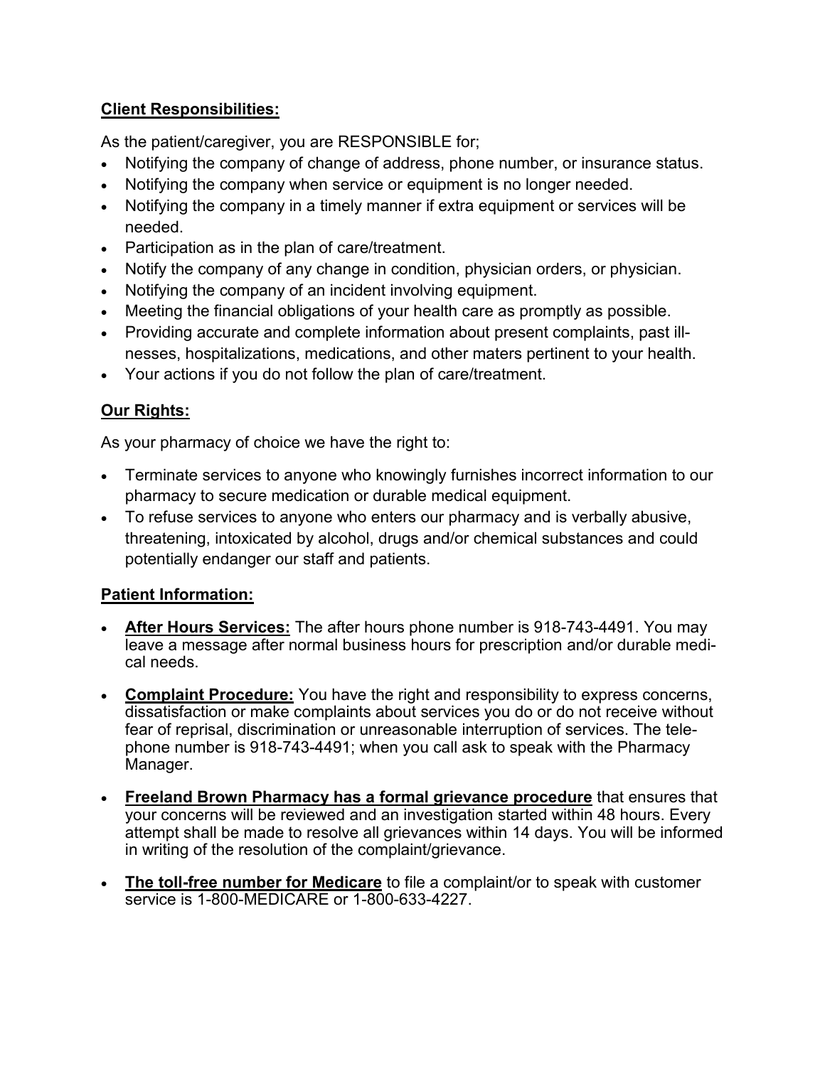**Client Responsibilities:**

As the patient/caregiver, you are RESPONSIBLE for;

- Notifying the company of change of address, phone number, or insurance status.
- Notifying the company when service or equipment is no longer needed.
- Notifying the company in a timely manner if extra equipment or services will be needed.
- Participation as in the plan of care/treatment.
- Notify the company of any change in condition, physician orders, or physician.
- Notifying the company of an incident involving equipment.
- Meeting the financial obligations of your health care as promptly as possible.
- Providing accurate and complete information about present complaints, past illnesses, hospitalizations, medications, and other maters pertinent to your health.
- Your actions if you do not follow the plan of care/treatment.

**Our Rights:**

As your pharmacy of choice we have the right to:

- Terminate services to anyone who knowingly furnishes incorrect information to our pharmacy to secure medication or durable medical equipment.
- To refuse services to anyone who enters our pharmacy and is verbally abusive, threatening, intoxicated by alcohol, drugs and/or chemical substances and could potentially endanger our staff and patients.

**Patient Information:**

- **After Hours Services:** The after hours phone number is 918-743-4491. You may leave a message after normal business hours for prescription and/or durable medical needs.
- **Complaint Procedure:** You have the right and responsibility to express concerns, dissatisfaction or make complaints about services you do or do not receive without fear of reprisal, discrimination or unreasonable interruption of services. The telephone number is 918-743-4491; when you call ask to speak with the Pharmacy Manager.
- **Freeland Brown Pharmacy has a formal grievance procedure** that ensures that your concerns will be reviewed and an investigation started within 48 hours. Every attempt shall be made to resolve all grievances within 14 days. You will be informed in writing of the resolution of the complaint/grievance.
- **The toll-free number for Medicare** to file a complaint/or to speak with customer service is 1-800-MEDICARE or 1-800-633-4227.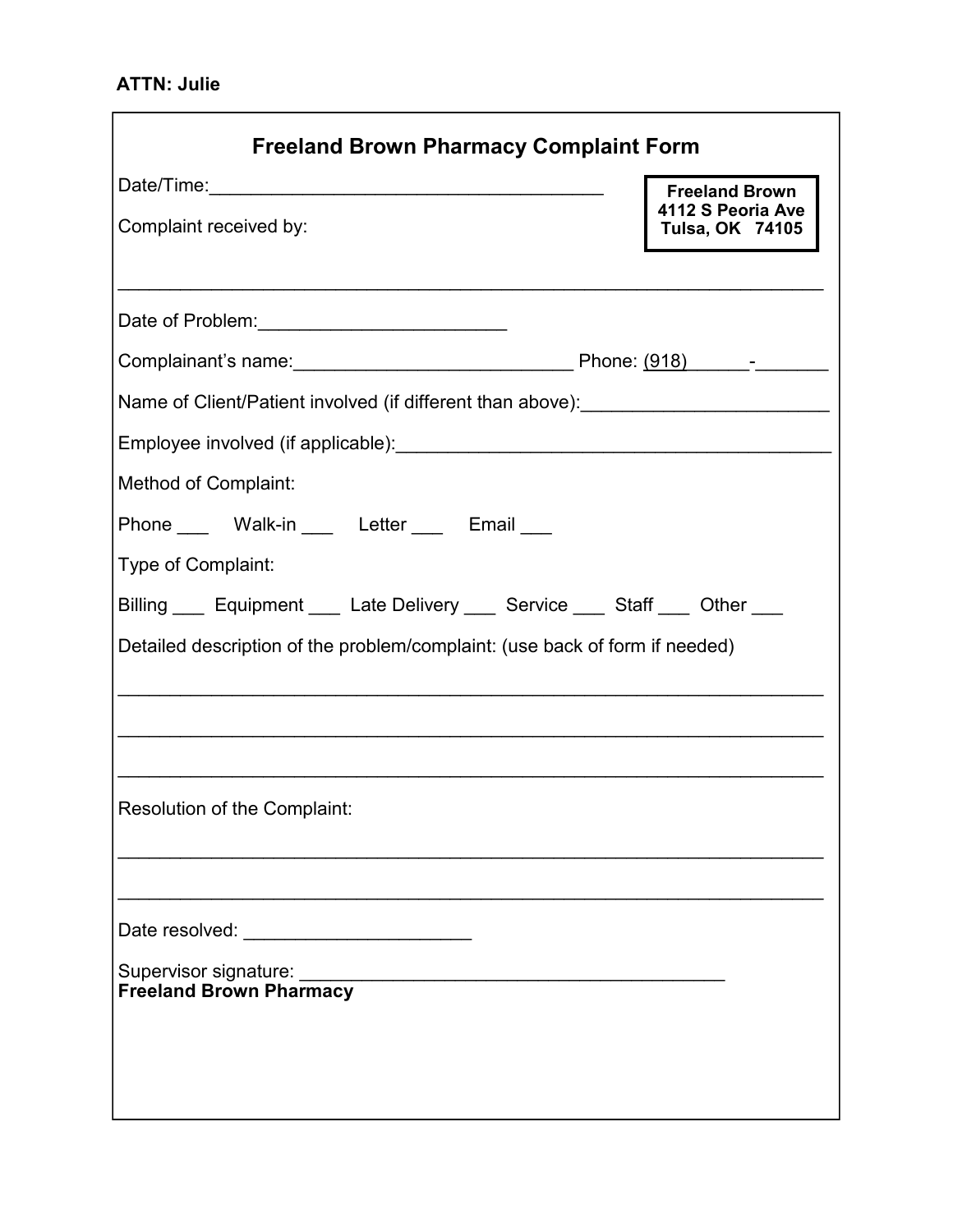**ATTN: Julie**

## Freeland Brown Pharmacy Complaint Form

**Freeland Brown**
**4112 S Peoria Ave**
**Tulsa, OK 74105**

Date/Time:______________________________________

Complaint received by:

_________________________________________________________________

Date of Problem:________________________

Complainant's name:___________________________ Phone: (918)______-_______

Name of Client/Patient involved (if different than above):________________________

Employee involved (if applicable):__________________________________________

Method of Complaint:

Phone ___ Walk-in ___ Letter ___ Email ___

Type of Complaint:

Billing ___ Equipment ___ Late Delivery ___ Service ___ Staff ___ Other ___

Detailed description of the problem/complaint: (use back of form if needed)

_________________________________________________________________

_________________________________________________________________

_________________________________________________________________

Resolution of the Complaint:

_________________________________________________________________

_________________________________________________________________

Date resolved: ______________________

Supervisor signature: __________________________________________
**Freeland Brown Pharmacy**